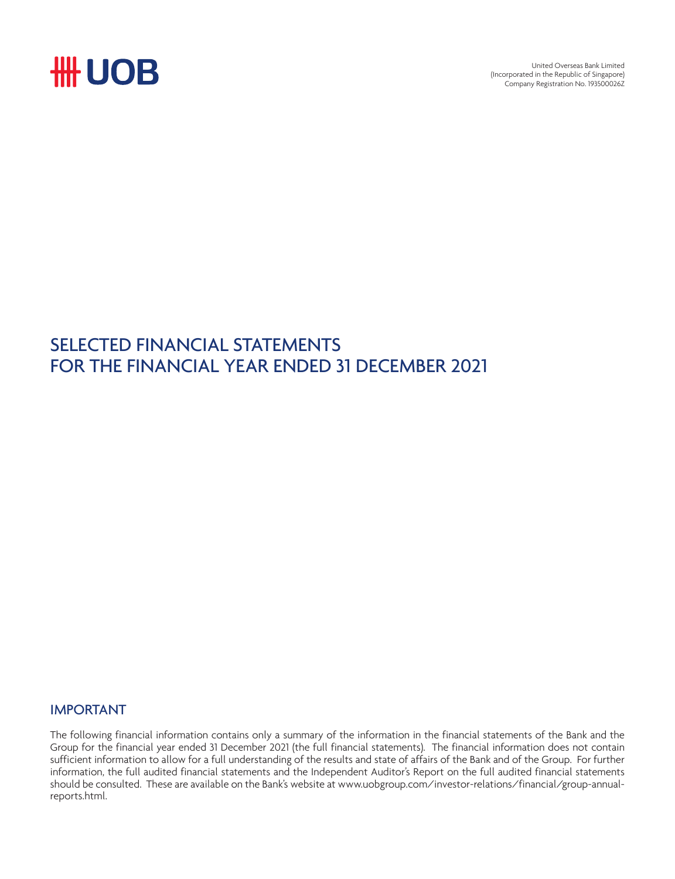UOB

United Overseas Bank Limited
(Incorporated in the Republic of Singapore)
Company Registration No. 193500026Z

# SELECTED FINANCIAL STATEMENTS FOR THE FINANCIAL YEAR ENDED 31 DECEMBER 2021

## IMPORTANT

The following financial information contains only a summary of the information in the financial statements of the Bank and the Group for the financial year ended 31 December 2021 (the full financial statements). The financial information does not contain sufficient information to allow for a full understanding of the results and state of affairs of the Bank and of the Group. For further information, the full audited financial statements and the Independent Auditor's Report on the full audited financial statements should be consulted. These are available on the Bank's website at www.uobgroup.com/investor-relations/financial/group-annual-reports.html.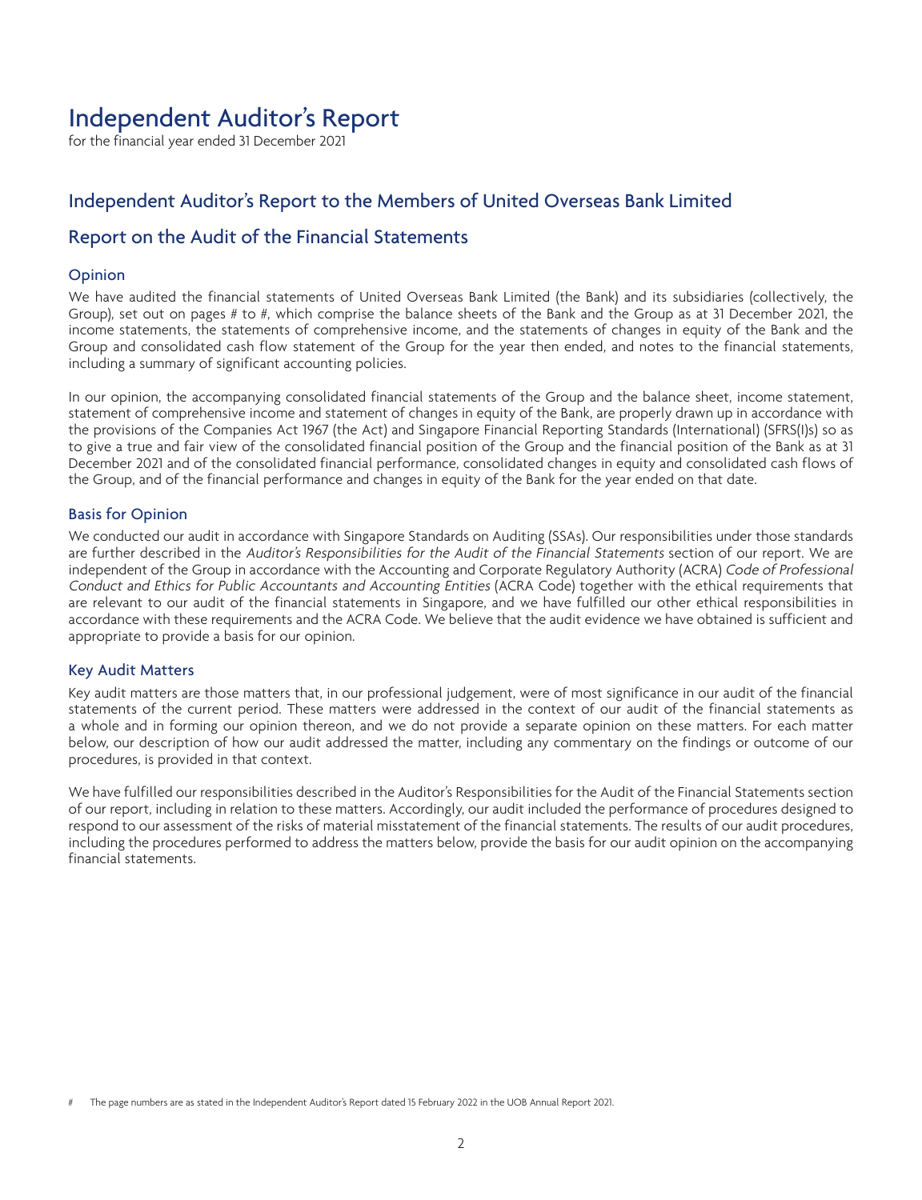# Independent Auditor's Report

for the financial year ended 31 December 2021

## Independent Auditor's Report to the Members of United Overseas Bank Limited

## Report on the Audit of the Financial Statements

### Opinion

We have audited the financial statements of United Overseas Bank Limited (the Bank) and its subsidiaries (collectively, the Group), set out on pages # to #, which comprise the balance sheets of the Bank and the Group as at 31 December 2021, the income statements, the statements of comprehensive income, and the statements of changes in equity of the Bank and the Group and consolidated cash flow statement of the Group for the year then ended, and notes to the financial statements, including a summary of significant accounting policies.

In our opinion, the accompanying consolidated financial statements of the Group and the balance sheet, income statement, statement of comprehensive income and statement of changes in equity of the Bank, are properly drawn up in accordance with the provisions of the Companies Act 1967 (the Act) and Singapore Financial Reporting Standards (International) (SFRS(I)s) so as to give a true and fair view of the consolidated financial position of the Group and the financial position of the Bank as at 31 December 2021 and of the consolidated financial performance, consolidated changes in equity and consolidated cash flows of the Group, and of the financial performance and changes in equity of the Bank for the year ended on that date.

### Basis for Opinion

We conducted our audit in accordance with Singapore Standards on Auditing (SSAs). Our responsibilities under those standards are further described in the *Auditor's Responsibilities for the Audit of the Financial Statements* section of our report. We are independent of the Group in accordance with the Accounting and Corporate Regulatory Authority (ACRA) *Code of Professional Conduct and Ethics for Public Accountants and Accounting Entities* (ACRA Code) together with the ethical requirements that are relevant to our audit of the financial statements in Singapore, and we have fulfilled our other ethical responsibilities in accordance with these requirements and the ACRA Code. We believe that the audit evidence we have obtained is sufficient and appropriate to provide a basis for our opinion.

### Key Audit Matters

Key audit matters are those matters that, in our professional judgement, were of most significance in our audit of the financial statements of the current period. These matters were addressed in the context of our audit of the financial statements as a whole and in forming our opinion thereon, and we do not provide a separate opinion on these matters. For each matter below, our description of how our audit addressed the matter, including any commentary on the findings or outcome of our procedures, is provided in that context.

We have fulfilled our responsibilities described in the Auditor's Responsibilities for the Audit of the Financial Statements section of our report, including in relation to these matters. Accordingly, our audit included the performance of procedures designed to respond to our assessment of the risks of material misstatement of the financial statements. The results of our audit procedures, including the procedures performed to address the matters below, provide the basis for our audit opinion on the accompanying financial statements.

# The page numbers are as stated in the Independent Auditor's Report dated 15 February 2022 in the UOB Annual Report 2021.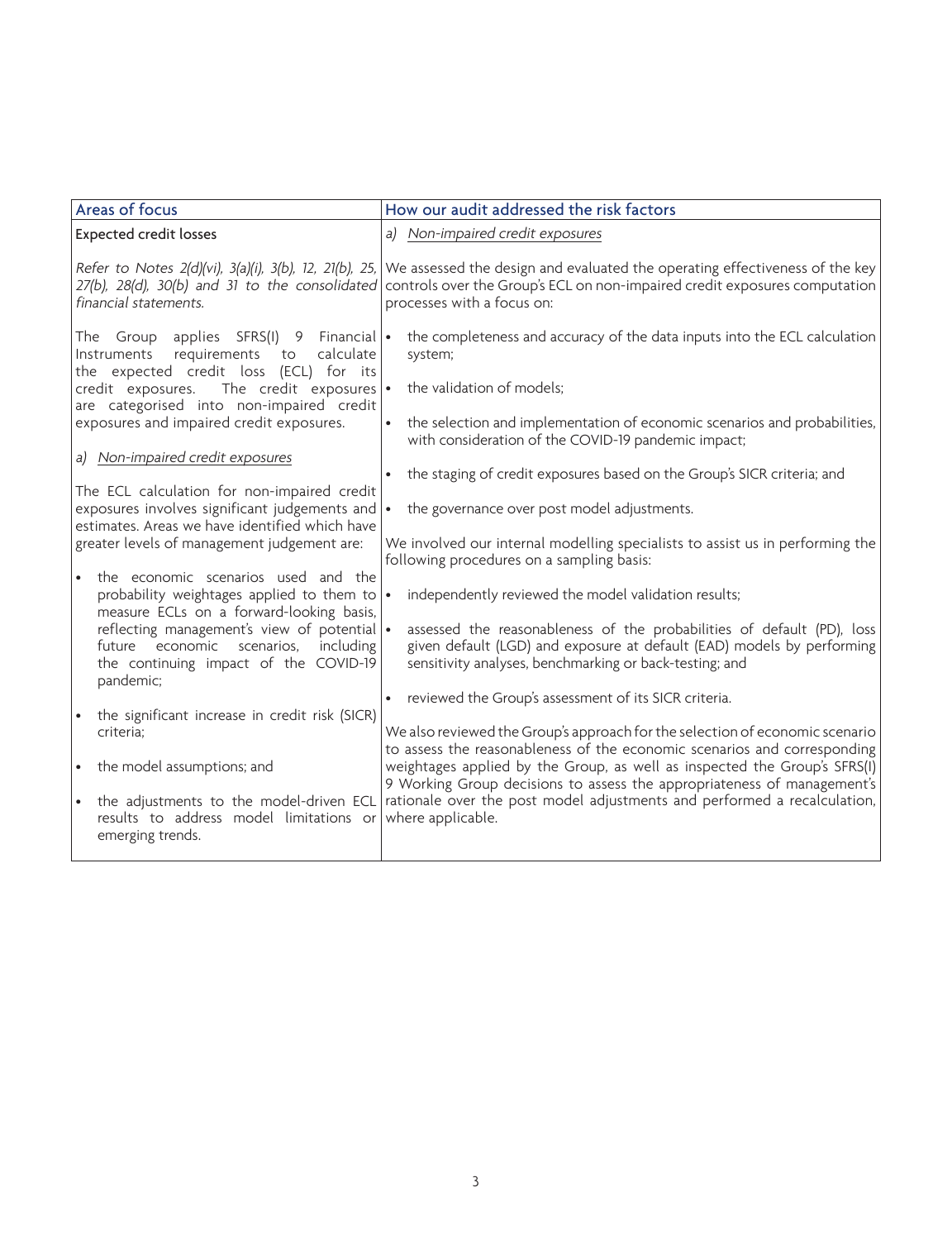| Areas of focus | How our audit addressed the risk factors |
|---|---|
| Expected credit losses<br><br>*Refer to Notes 2(d)(vi), 3(a)(i), 3(b), 12, 21(b), 25, 27(b), 28(d), 30(b) and 31 to the consolidated financial statements.*<br><br>The Group applies SFRS(I) 9 Financial Instruments requirements to calculate the expected credit loss (ECL) for its credit exposures. The credit exposures are categorised into non-impaired credit exposures and impaired credit exposures.<br><br>*a) Non-impaired credit exposures*<br><br>The ECL calculation for non-impaired credit exposures involves significant judgements and estimates. Areas we have identified which have greater levels of management judgement are:<br><br>• the economic scenarios used and the probability weightages applied to them to measure ECLs on a forward-looking basis, reflecting management's view of potential future economic scenarios, including the continuing impact of the COVID-19 pandemic;<br><br>• the significant increase in credit risk (SICR) criteria;<br><br>• the model assumptions; and<br><br>• the adjustments to the model-driven ECL results to address model limitations or emerging trends. | *a) Non-impaired credit exposures*<br><br>We assessed the design and evaluated the operating effectiveness of the key controls over the Group's ECL on non-impaired credit exposures computation processes with a focus on:<br><br>• the completeness and accuracy of the data inputs into the ECL calculation system;<br><br>• the validation of models;<br><br>• the selection and implementation of economic scenarios and probabilities, with consideration of the COVID-19 pandemic impact;<br><br>• the staging of credit exposures based on the Group's SICR criteria; and<br><br>• the governance over post model adjustments.<br><br>We involved our internal modelling specialists to assist us in performing the following procedures on a sampling basis:<br><br>• independently reviewed the model validation results;<br><br>• assessed the reasonableness of the probabilities of default (PD), loss given default (LGD) and exposure at default (EAD) models by performing sensitivity analyses, benchmarking or back-testing; and<br><br>• reviewed the Group's assessment of its SICR criteria.<br><br>We also reviewed the Group's approach for the selection of economic scenario to assess the reasonableness of the economic scenarios and corresponding weightages applied by the Group, as well as inspected the Group's SFRS(I) 9 Working Group decisions to assess the appropriateness of management's rationale over the post model adjustments and performed a recalculation, where applicable. |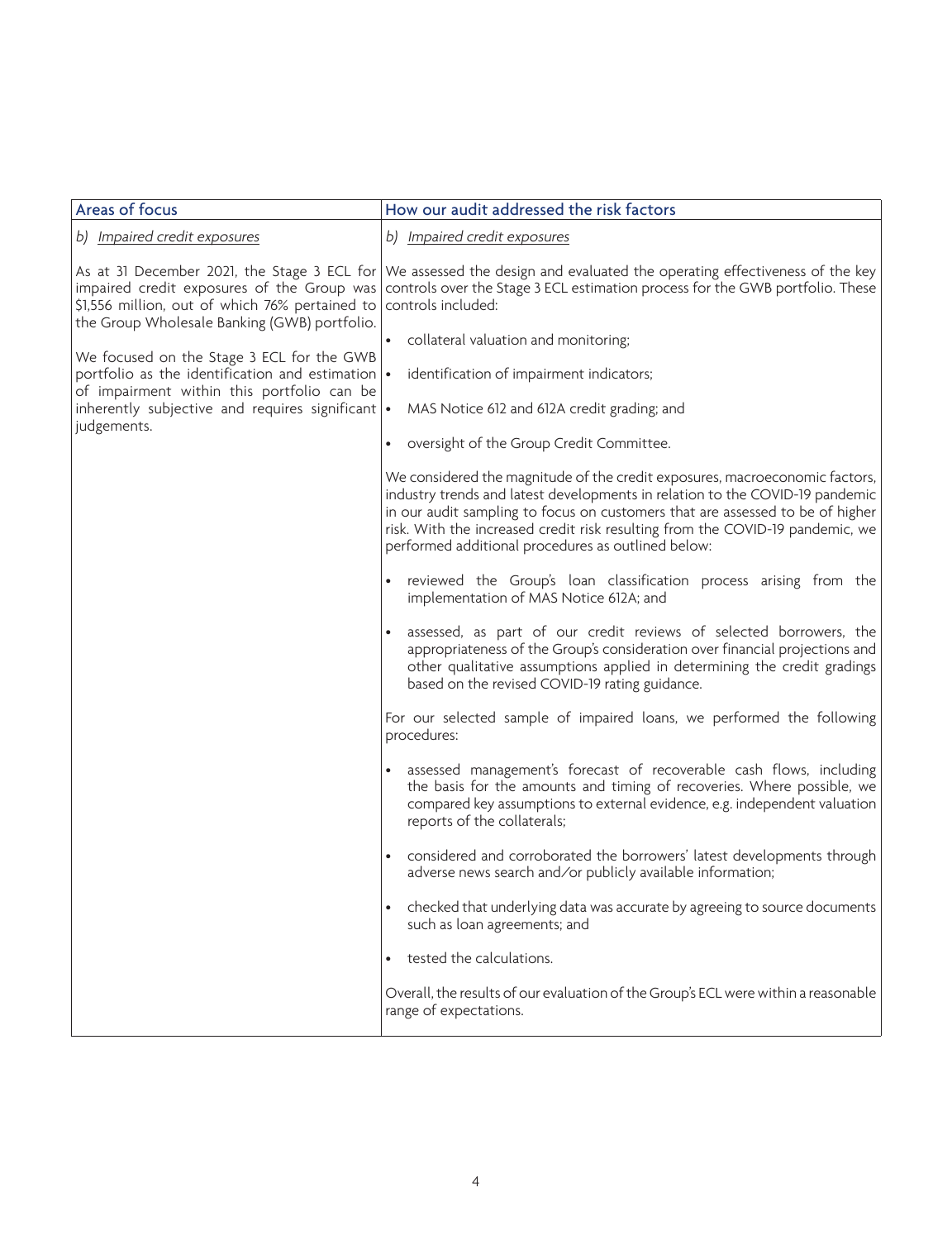| Areas of focus | How our audit addressed the risk factors |
| --- | --- |
| b) <u>Impaired credit exposures</u><br><br>As at 31 December 2021, the Stage 3 ECL for impaired credit exposures of the Group was $1,556 million, out of which 76% pertained to the Group Wholesale Banking (GWB) portfolio.<br><br>We focused on the Stage 3 ECL for the GWB portfolio as the identification and estimation of impairment within this portfolio can be inherently subjective and requires significant judgements. | b) <u>Impaired credit exposures</u><br><br>We assessed the design and evaluated the operating effectiveness of the key controls over the Stage 3 ECL estimation process for the GWB portfolio. These controls included:<br><br>• collateral valuation and monitoring;<br>• identification of impairment indicators;<br>• MAS Notice 612 and 612A credit grading; and<br>• oversight of the Group Credit Committee.<br><br>We considered the magnitude of the credit exposures, macroeconomic factors, industry trends and latest developments in relation to the COVID-19 pandemic in our audit sampling to focus on customers that are assessed to be of higher risk. With the increased credit risk resulting from the COVID-19 pandemic, we performed additional procedures as outlined below:<br><br>• reviewed the Group's loan classification process arising from the implementation of MAS Notice 612A; and<br>• assessed, as part of our credit reviews of selected borrowers, the appropriateness of the Group's consideration over financial projections and other qualitative assumptions applied in determining the credit gradings based on the revised COVID-19 rating guidance.<br><br>For our selected sample of impaired loans, we performed the following procedures:<br><br>• assessed management's forecast of recoverable cash flows, including the basis for the amounts and timing of recoveries. Where possible, we compared key assumptions to external evidence, e.g. independent valuation reports of the collaterals;<br>• considered and corroborated the borrowers' latest developments through adverse news search and/or publicly available information;<br>• checked that underlying data was accurate by agreeing to source documents such as loan agreements; and<br>• tested the calculations.<br><br>Overall, the results of our evaluation of the Group's ECL were within a reasonable range of expectations. |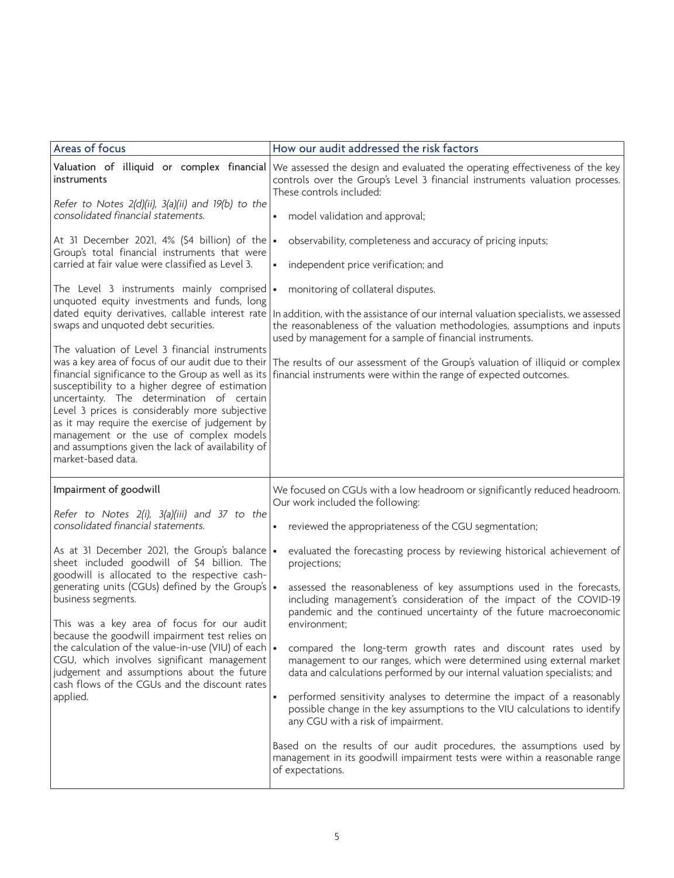| Areas of focus | How our audit addressed the risk factors |
|---|---|
| **Valuation of illiquid or complex financial instruments**<br><br>*Refer to Notes 2(d)(ii), 3(a)(ii) and 19(b) to the consolidated financial statements.*<br><br>At 31 December 2021, 4% ($4 billion) of the Group's total financial instruments that were carried at fair value were classified as Level 3.<br><br>The Level 3 instruments mainly comprised unquoted equity investments and funds, long dated equity derivatives, callable interest rate swaps and unquoted debt securities.<br><br>The valuation of Level 3 financial instruments was a key area of focus of our audit due to their financial significance to the Group as well as its susceptibility to a higher degree of estimation uncertainty. The determination of certain Level 3 prices is considerably more subjective as it may require the exercise of judgement by management or the use of complex models and assumptions given the lack of availability of market-based data. | We assessed the design and evaluated the operating effectiveness of the key controls over the Group's Level 3 financial instruments valuation processes. These controls included:<br><br>• model validation and approval;<br>• observability, completeness and accuracy of pricing inputs;<br>• independent price verification; and<br>• monitoring of collateral disputes.<br><br>In addition, with the assistance of our internal valuation specialists, we assessed the reasonableness of the valuation methodologies, assumptions and inputs used by management for a sample of financial instruments.<br><br>The results of our assessment of the Group's valuation of illiquid or complex financial instruments were within the range of expected outcomes. |
| **Impairment of goodwill**<br><br>*Refer to Notes 2(i), 3(a)(iii) and 37 to the consolidated financial statements.*<br><br>As at 31 December 2021, the Group's balance sheet included goodwill of $4 billion. The goodwill is allocated to the respective cash-generating units (CGUs) defined by the Group's business segments.<br><br>This was a key area of focus for our audit because the goodwill impairment test relies on the calculation of the value-in-use (VIU) of each CGU, which involves significant management judgement and assumptions about the future cash flows of the CGUs and the discount rates applied. | We focused on CGUs with a low headroom or significantly reduced headroom. Our work included the following:<br><br>• reviewed the appropriateness of the CGU segmentation;<br>• evaluated the forecasting process by reviewing historical achievement of projections;<br>• assessed the reasonableness of key assumptions used in the forecasts, including management's consideration of the impact of the COVID-19 pandemic and the continued uncertainty of the future macroeconomic environment;<br>• compared the long-term growth rates and discount rates used by management to our ranges, which were determined using external market data and calculations performed by our internal valuation specialists; and<br>• performed sensitivity analyses to determine the impact of a reasonably possible change in the key assumptions to the VIU calculations to identify any CGU with a risk of impairment.<br><br>Based on the results of our audit procedures, the assumptions used by management in its goodwill impairment tests were within a reasonable range of expectations. |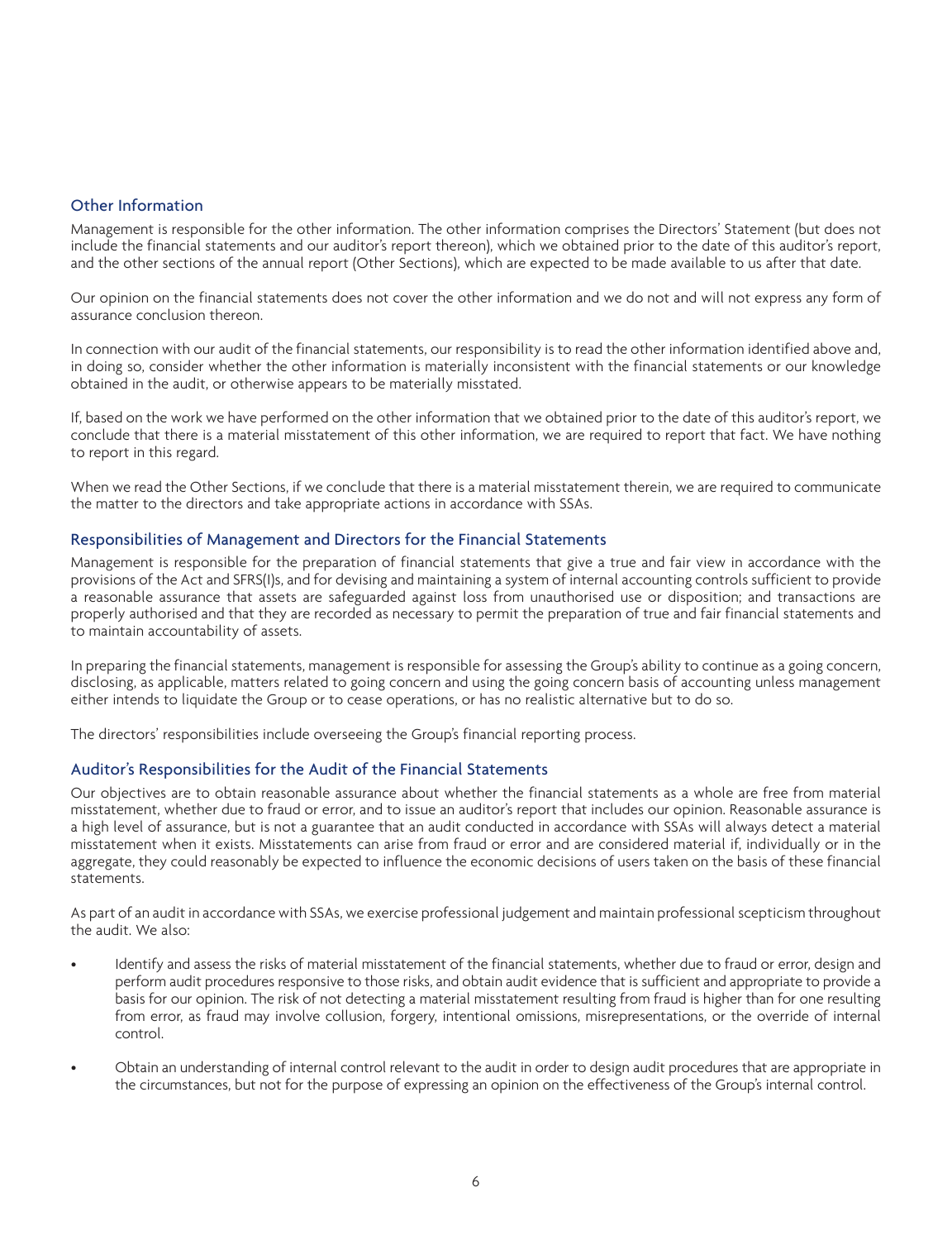## Other Information

Management is responsible for the other information. The other information comprises the Directors' Statement (but does not include the financial statements and our auditor's report thereon), which we obtained prior to the date of this auditor's report, and the other sections of the annual report (Other Sections), which are expected to be made available to us after that date.

Our opinion on the financial statements does not cover the other information and we do not and will not express any form of assurance conclusion thereon.

In connection with our audit of the financial statements, our responsibility is to read the other information identified above and, in doing so, consider whether the other information is materially inconsistent with the financial statements or our knowledge obtained in the audit, or otherwise appears to be materially misstated.

If, based on the work we have performed on the other information that we obtained prior to the date of this auditor's report, we conclude that there is a material misstatement of this other information, we are required to report that fact. We have nothing to report in this regard.

When we read the Other Sections, if we conclude that there is a material misstatement therein, we are required to communicate the matter to the directors and take appropriate actions in accordance with SSAs.

## Responsibilities of Management and Directors for the Financial Statements

Management is responsible for the preparation of financial statements that give a true and fair view in accordance with the provisions of the Act and SFRS(I)s, and for devising and maintaining a system of internal accounting controls sufficient to provide a reasonable assurance that assets are safeguarded against loss from unauthorised use or disposition; and transactions are properly authorised and that they are recorded as necessary to permit the preparation of true and fair financial statements and to maintain accountability of assets.

In preparing the financial statements, management is responsible for assessing the Group's ability to continue as a going concern, disclosing, as applicable, matters related to going concern and using the going concern basis of accounting unless management either intends to liquidate the Group or to cease operations, or has no realistic alternative but to do so.

The directors' responsibilities include overseeing the Group's financial reporting process.

## Auditor's Responsibilities for the Audit of the Financial Statements

Our objectives are to obtain reasonable assurance about whether the financial statements as a whole are free from material misstatement, whether due to fraud or error, and to issue an auditor's report that includes our opinion. Reasonable assurance is a high level of assurance, but is not a guarantee that an audit conducted in accordance with SSAs will always detect a material misstatement when it exists. Misstatements can arise from fraud or error and are considered material if, individually or in the aggregate, they could reasonably be expected to influence the economic decisions of users taken on the basis of these financial statements.

As part of an audit in accordance with SSAs, we exercise professional judgement and maintain professional scepticism throughout the audit. We also:

- Identify and assess the risks of material misstatement of the financial statements, whether due to fraud or error, design and perform audit procedures responsive to those risks, and obtain audit evidence that is sufficient and appropriate to provide a basis for our opinion. The risk of not detecting a material misstatement resulting from fraud is higher than for one resulting from error, as fraud may involve collusion, forgery, intentional omissions, misrepresentations, or the override of internal control.

- Obtain an understanding of internal control relevant to the audit in order to design audit procedures that are appropriate in the circumstances, but not for the purpose of expressing an opinion on the effectiveness of the Group's internal control.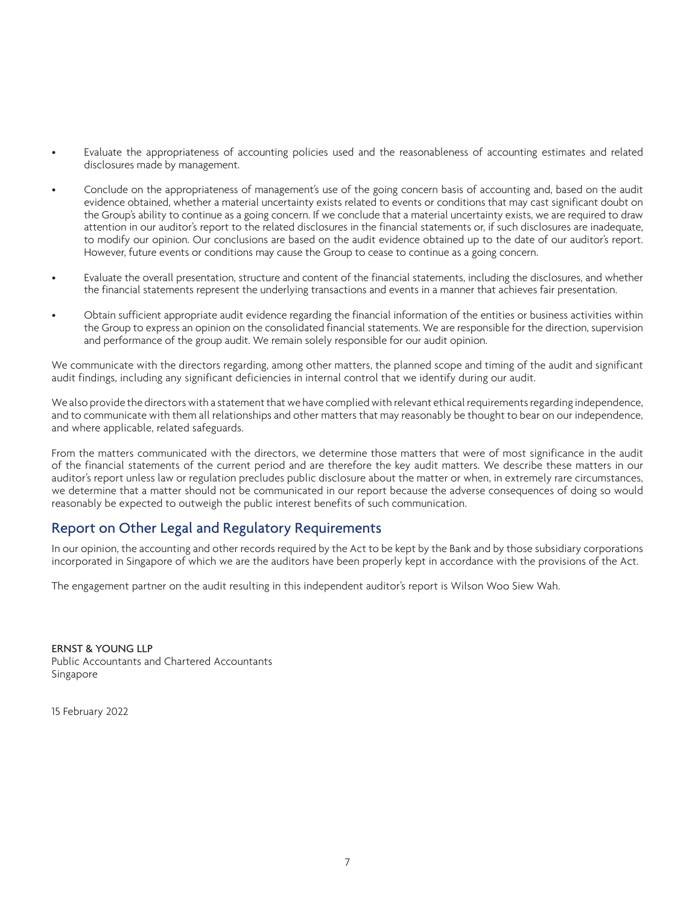- Evaluate the appropriateness of accounting policies used and the reasonableness of accounting estimates and related disclosures made by management.
- Conclude on the appropriateness of management's use of the going concern basis of accounting and, based on the audit evidence obtained, whether a material uncertainty exists related to events or conditions that may cast significant doubt on the Group's ability to continue as a going concern. If we conclude that a material uncertainty exists, we are required to draw attention in our auditor's report to the related disclosures in the financial statements or, if such disclosures are inadequate, to modify our opinion. Our conclusions are based on the audit evidence obtained up to the date of our auditor's report. However, future events or conditions may cause the Group to cease to continue as a going concern.
- Evaluate the overall presentation, structure and content of the financial statements, including the disclosures, and whether the financial statements represent the underlying transactions and events in a manner that achieves fair presentation.
- Obtain sufficient appropriate audit evidence regarding the financial information of the entities or business activities within the Group to express an opinion on the consolidated financial statements. We are responsible for the direction, supervision and performance of the group audit. We remain solely responsible for our audit opinion.

We communicate with the directors regarding, among other matters, the planned scope and timing of the audit and significant audit findings, including any significant deficiencies in internal control that we identify during our audit.

We also provide the directors with a statement that we have complied with relevant ethical requirements regarding independence, and to communicate with them all relationships and other matters that may reasonably be thought to bear on our independence, and where applicable, related safeguards.

From the matters communicated with the directors, we determine those matters that were of most significance in the audit of the financial statements of the current period and are therefore the key audit matters. We describe these matters in our auditor's report unless law or regulation precludes public disclosure about the matter or when, in extremely rare circumstances, we determine that a matter should not be communicated in our report because the adverse consequences of doing so would reasonably be expected to outweigh the public interest benefits of such communication.

## Report on Other Legal and Regulatory Requirements

In our opinion, the accounting and other records required by the Act to be kept by the Bank and by those subsidiary corporations incorporated in Singapore of which we are the auditors have been properly kept in accordance with the provisions of the Act.

The engagement partner on the audit resulting in this independent auditor's report is Wilson Woo Siew Wah.

**ERNST & YOUNG LLP**
Public Accountants and Chartered Accountants
Singapore

15 February 2022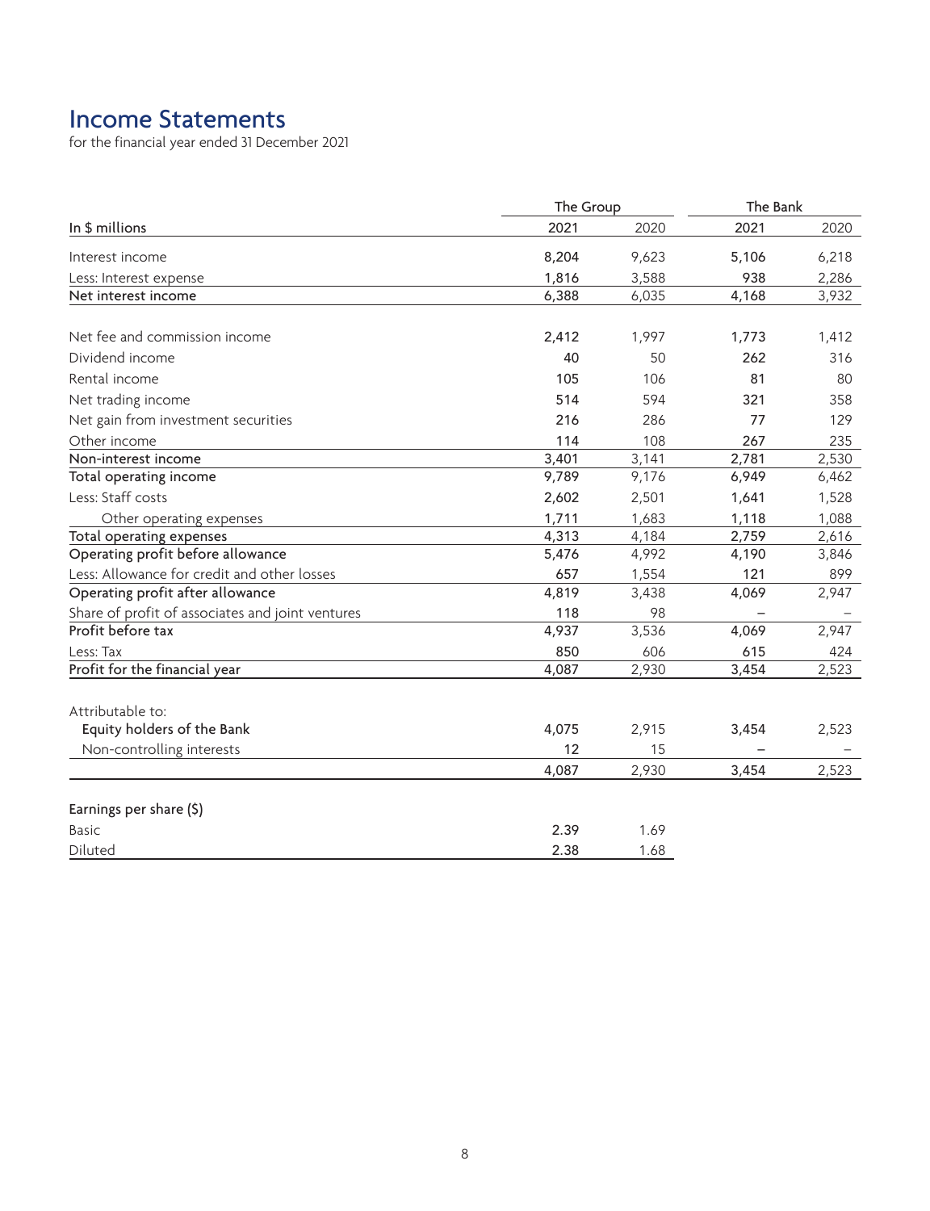# Income Statements

for the financial year ended 31 December 2021

| In $ millions | The Group 2021 | The Group 2020 | The Bank 2021 | The Bank 2020 |
|---|---|---|---|---|
| Interest income | 8,204 | 9,623 | 5,106 | 6,218 |
| Less: Interest expense | 1,816 | 3,588 | 938 | 2,286 |
| Net interest income | 6,388 | 6,035 | 4,168 | 3,932 |
| | | | | |
| Net fee and commission income | 2,412 | 1,997 | 1,773 | 1,412 |
| Dividend income | 40 | 50 | 262 | 316 |
| Rental income | 105 | 106 | 81 | 80 |
| Net trading income | 514 | 594 | 321 | 358 |
| Net gain from investment securities | 216 | 286 | 77 | 129 |
| Other income | 114 | 108 | 267 | 235 |
| Non-interest income | 3,401 | 3,141 | 2,781 | 2,530 |
| Total operating income | 9,789 | 9,176 | 6,949 | 6,462 |
| Less: Staff costs | 2,602 | 2,501 | 1,641 | 1,528 |
| Other operating expenses | 1,711 | 1,683 | 1,118 | 1,088 |
| Total operating expenses | 4,313 | 4,184 | 2,759 | 2,616 |
| Operating profit before allowance | 5,476 | 4,992 | 4,190 | 3,846 |
| Less: Allowance for credit and other losses | 657 | 1,554 | 121 | 899 |
| Operating profit after allowance | 4,819 | 3,438 | 4,069 | 2,947 |
| Share of profit of associates and joint ventures | 118 | 98 | – | – |
| Profit before tax | 4,937 | 3,536 | 4,069 | 2,947 |
| Less: Tax | 850 | 606 | 615 | 424 |
| Profit for the financial year | 4,087 | 2,930 | 3,454 | 2,523 |
| | | | | |
| Attributable to: | | | | |
| Equity holders of the Bank | 4,075 | 2,915 | 3,454 | 2,523 |
| Non-controlling interests | 12 | 15 | – | – |
| | 4,087 | 2,930 | 3,454 | 2,523 |
| | | | | |
| Earnings per share ($) | | | | |
| Basic | 2.39 | 1.69 | | |
| Diluted | 2.38 | 1.68 | | |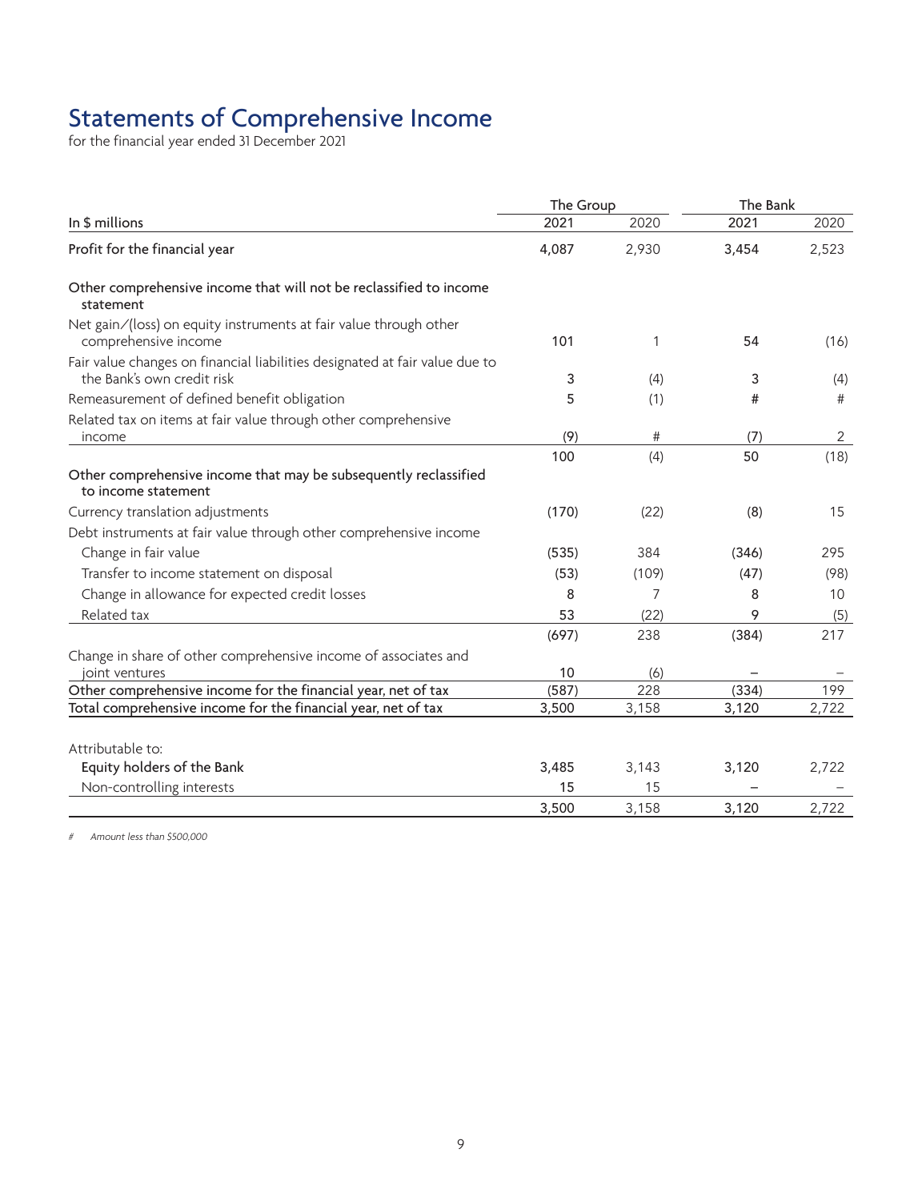# Statements of Comprehensive Income

for the financial year ended 31 December 2021

| In $ millions | The Group 2021 | The Group 2020 | The Bank 2021 | The Bank 2020 |
|---|---|---|---|---|
| Profit for the financial year | 4,087 | 2,930 | 3,454 | 2,523 |
| **Other comprehensive income that will not be reclassified to income statement** | | | | |
| Net gain/(loss) on equity instruments at fair value through other comprehensive income | 101 | 1 | 54 | (16) |
| Fair value changes on financial liabilities designated at fair value due to the Bank's own credit risk | 3 | (4) | 3 | (4) |
| Remeasurement of defined benefit obligation | 5 | (1) | # | # |
| Related tax on items at fair value through other comprehensive income | (9) | # | (7) | 2 |
| | 100 | (4) | 50 | (18) |
| **Other comprehensive income that may be subsequently reclassified to income statement** | | | | |
| Currency translation adjustments | (170) | (22) | (8) | 15 |
| Debt instruments at fair value through other comprehensive income | | | | |
| Change in fair value | (535) | 384 | (346) | 295 |
| Transfer to income statement on disposal | (53) | (109) | (47) | (98) |
| Change in allowance for expected credit losses | 8 | 7 | 8 | 10 |
| Related tax | 53 | (22) | 9 | (5) |
| | (697) | 238 | (384) | 217 |
| Change in share of other comprehensive income of associates and joint ventures | 10 | (6) | – | – |
| Other comprehensive income for the financial year, net of tax | (587) | 228 | (334) | 199 |
| Total comprehensive income for the financial year, net of tax | 3,500 | 3,158 | 3,120 | 2,722 |
| | | | | |
| Attributable to: | | | | |
| Equity holders of the Bank | 3,485 | 3,143 | 3,120 | 2,722 |
| Non-controlling interests | 15 | 15 | – | – |
| | 3,500 | 3,158 | 3,120 | 2,722 |

*# Amount less than $500,000*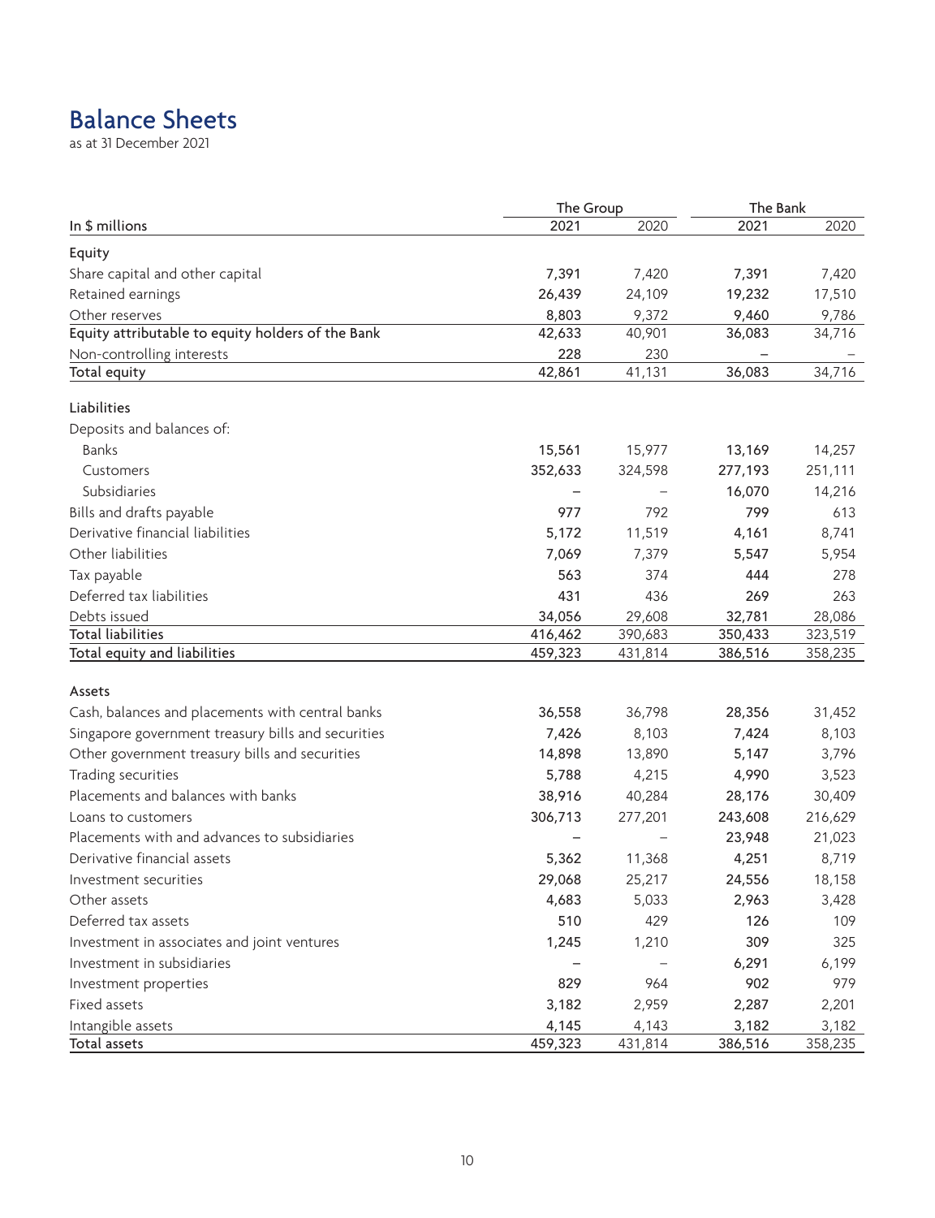# Balance Sheets

as at 31 December 2021

| In $ millions | The Group 2021 | The Group 2020 | The Bank 2021 | The Bank 2020 |
|---|---|---|---|---|
| **Equity** | | | | |
| Share capital and other capital | 7,391 | 7,420 | 7,391 | 7,420 |
| Retained earnings | 26,439 | 24,109 | 19,232 | 17,510 |
| Other reserves | 8,803 | 9,372 | 9,460 | 9,786 |
| Equity attributable to equity holders of the Bank | 42,633 | 40,901 | 36,083 | 34,716 |
| Non-controlling interests | 228 | 230 | – | – |
| Total equity | 42,861 | 41,131 | 36,083 | 34,716 |
| **Liabilities** | | | | |
| Deposits and balances of: | | | | |
| Banks | 15,561 | 15,977 | 13,169 | 14,257 |
| Customers | 352,633 | 324,598 | 277,193 | 251,111 |
| Subsidiaries | – | – | 16,070 | 14,216 |
| Bills and drafts payable | 977 | 792 | 799 | 613 |
| Derivative financial liabilities | 5,172 | 11,519 | 4,161 | 8,741 |
| Other liabilities | 7,069 | 7,379 | 5,547 | 5,954 |
| Tax payable | 563 | 374 | 444 | 278 |
| Deferred tax liabilities | 431 | 436 | 269 | 263 |
| Debts issued | 34,056 | 29,608 | 32,781 | 28,086 |
| Total liabilities | 416,462 | 390,683 | 350,433 | 323,519 |
| Total equity and liabilities | 459,323 | 431,814 | 386,516 | 358,235 |
| **Assets** | | | | |
| Cash, balances and placements with central banks | 36,558 | 36,798 | 28,356 | 31,452 |
| Singapore government treasury bills and securities | 7,426 | 8,103 | 7,424 | 8,103 |
| Other government treasury bills and securities | 14,898 | 13,890 | 5,147 | 3,796 |
| Trading securities | 5,788 | 4,215 | 4,990 | 3,523 |
| Placements and balances with banks | 38,916 | 40,284 | 28,176 | 30,409 |
| Loans to customers | 306,713 | 277,201 | 243,608 | 216,629 |
| Placements with and advances to subsidiaries | – | – | 23,948 | 21,023 |
| Derivative financial assets | 5,362 | 11,368 | 4,251 | 8,719 |
| Investment securities | 29,068 | 25,217 | 24,556 | 18,158 |
| Other assets | 4,683 | 5,033 | 2,963 | 3,428 |
| Deferred tax assets | 510 | 429 | 126 | 109 |
| Investment in associates and joint ventures | 1,245 | 1,210 | 309 | 325 |
| Investment in subsidiaries | – | – | 6,291 | 6,199 |
| Investment properties | 829 | 964 | 902 | 979 |
| Fixed assets | 3,182 | 2,959 | 2,287 | 2,201 |
| Intangible assets | 4,145 | 4,143 | 3,182 | 3,182 |
| Total assets | 459,323 | 431,814 | 386,516 | 358,235 |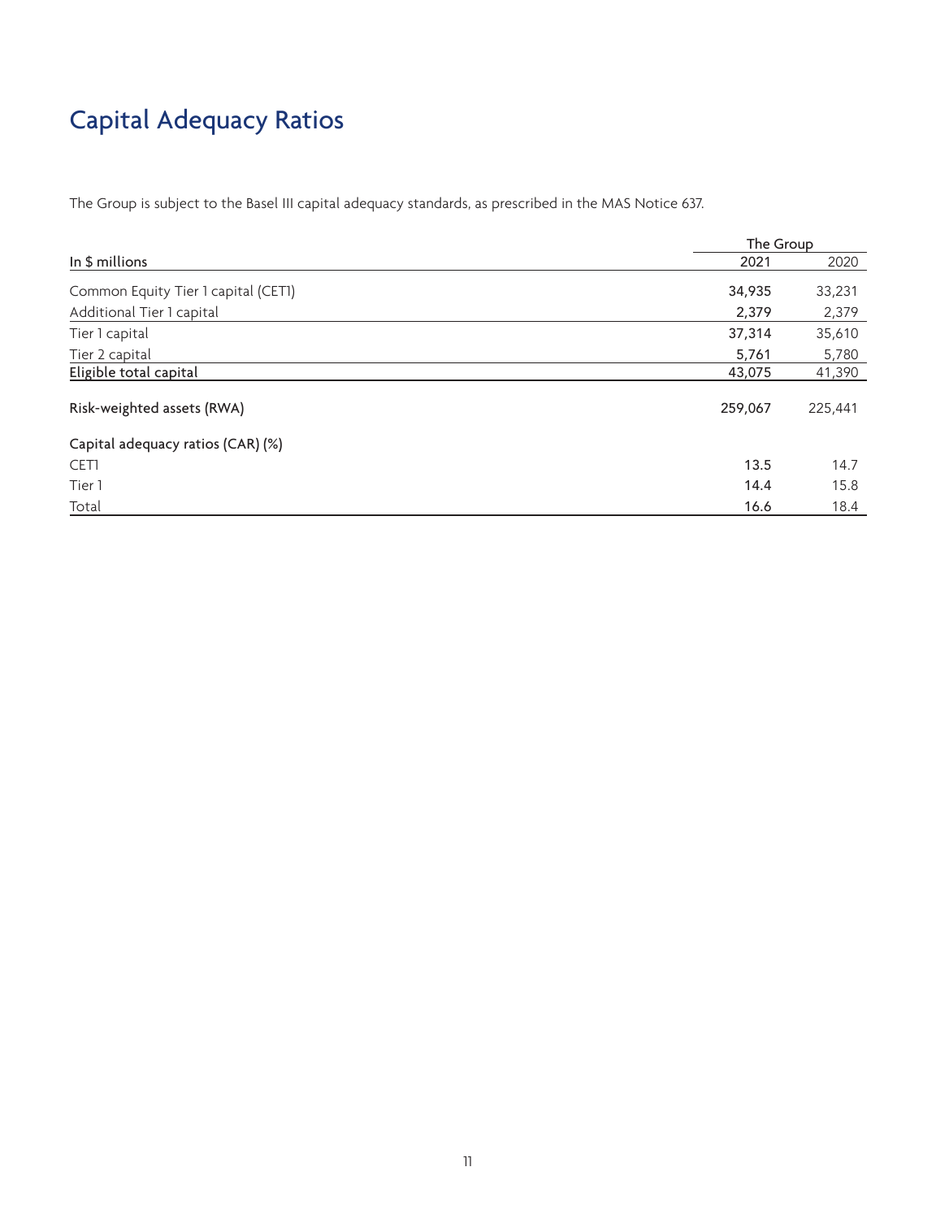# Capital Adequacy Ratios

The Group is subject to the Basel III capital adequacy standards, as prescribed in the MAS Notice 637.

| | The Group | |
|---|---|---|
| In $ millions | 2021 | 2020 |
| Common Equity Tier 1 capital (CET1) | 34,935 | 33,231 |
| Additional Tier 1 capital | 2,379 | 2,379 |
| Tier 1 capital | 37,314 | 35,610 |
| Tier 2 capital | 5,761 | 5,780 |
| Eligible total capital | 43,075 | 41,390 |
| Risk-weighted assets (RWA) | 259,067 | 225,441 |
| Capital adequacy ratios (CAR) (%) | | |
| CET1 | 13.5 | 14.7 |
| Tier 1 | 14.4 | 15.8 |
| Total | 16.6 | 18.4 |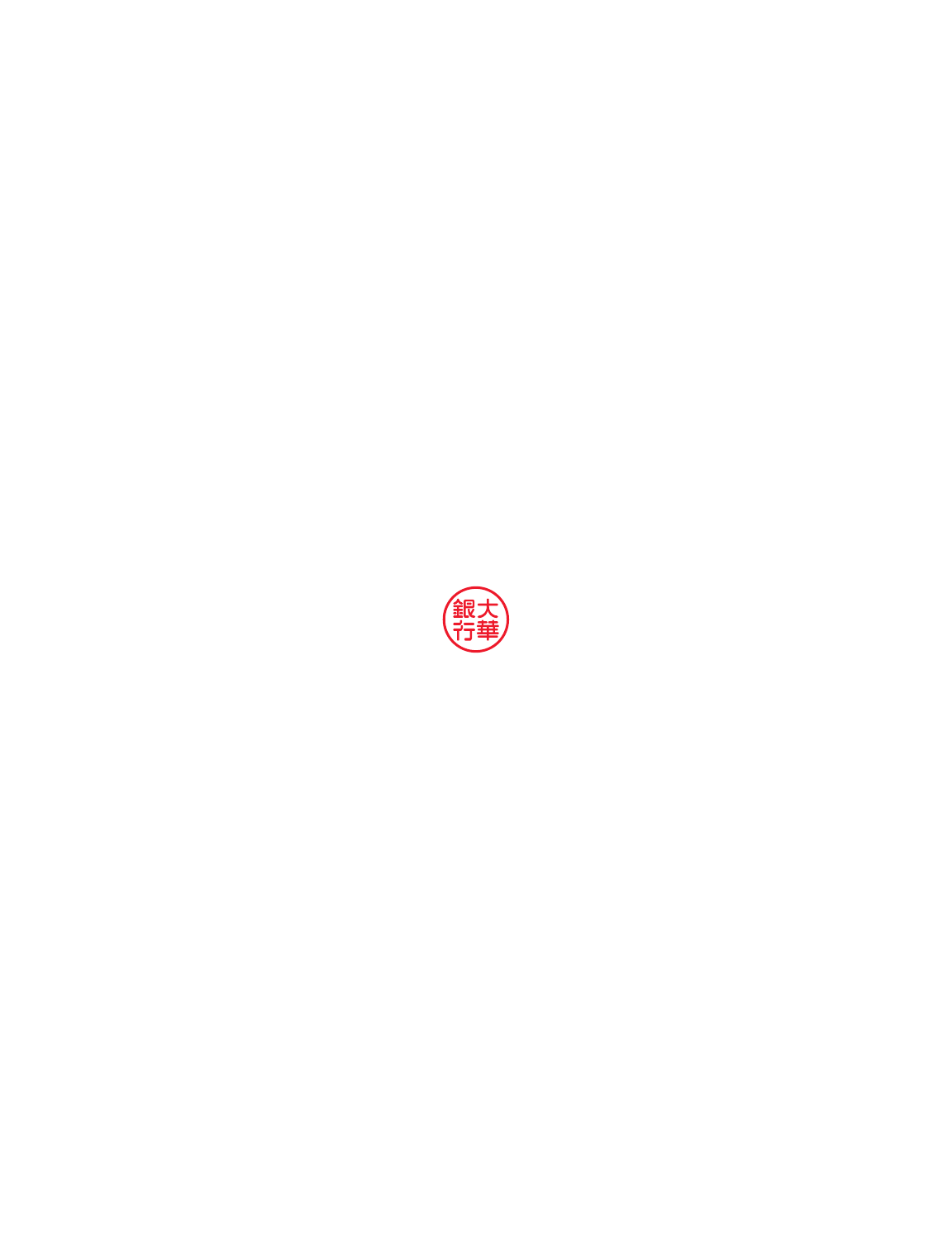大華銀行